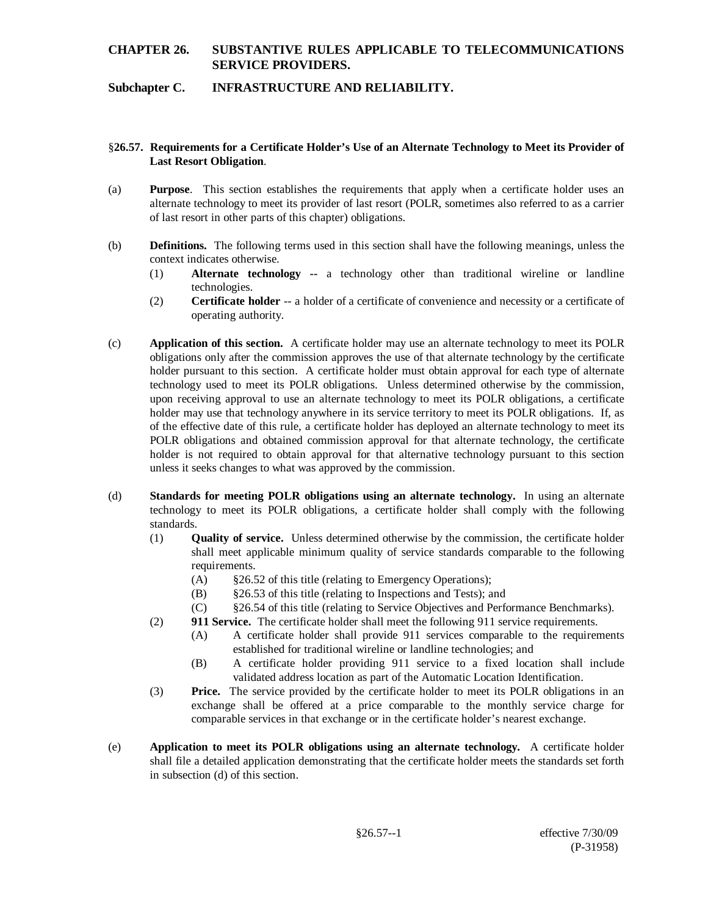# CHAPTER 26. SUBSTANTIVE RULES APPLICABLE TO TELECOMMUNICATIONS SERVICE PROVIDERS.

## Subchapter C. INFRASTRUCTURE AND RELIABILITY.

### §26.57. Requirements for a Certificate Holder's Use of an Alternate Technology to Meet its Provider of Last Resort Obligation.

(a) **Purpose**. This section establishes the requirements that apply when a certificate holder uses an alternate technology to meet its provider of last resort (POLR, sometimes also referred to as a carrier of last resort in other parts of this chapter) obligations.

(b) **Definitions.** The following terms used in this section shall have the following meanings, unless the context indicates otherwise.

- (1) **Alternate technology --** a technology other than traditional wireline or landline technologies.
- (2) **Certificate holder** -- a holder of a certificate of convenience and necessity or a certificate of operating authority.

(c) **Application of this section.** A certificate holder may use an alternate technology to meet its POLR obligations only after the commission approves the use of that alternate technology by the certificate holder pursuant to this section. A certificate holder must obtain approval for each type of alternate technology used to meet its POLR obligations. Unless determined otherwise by the commission, upon receiving approval to use an alternate technology to meet its POLR obligations, a certificate holder may use that technology anywhere in its service territory to meet its POLR obligations. If, as of the effective date of this rule, a certificate holder has deployed an alternate technology to meet its POLR obligations and obtained commission approval for that alternate technology, the certificate holder is not required to obtain approval for that alternative technology pursuant to this section unless it seeks changes to what was approved by the commission.

(d) **Standards for meeting POLR obligations using an alternate technology.** In using an alternate technology to meet its POLR obligations, a certificate holder shall comply with the following standards.

- (1) **Quality of service.** Unless determined otherwise by the commission, the certificate holder shall meet applicable minimum quality of service standards comparable to the following requirements.
  - (A) §26.52 of this title (relating to Emergency Operations);
  - (B) §26.53 of this title (relating to Inspections and Tests); and
  - (C) §26.54 of this title (relating to Service Objectives and Performance Benchmarks).
- (2) **911 Service.** The certificate holder shall meet the following 911 service requirements.
  - (A) A certificate holder shall provide 911 services comparable to the requirements established for traditional wireline or landline technologies; and
  - (B) A certificate holder providing 911 service to a fixed location shall include validated address location as part of the Automatic Location Identification.
- (3) **Price.** The service provided by the certificate holder to meet its POLR obligations in an exchange shall be offered at a price comparable to the monthly service charge for comparable services in that exchange or in the certificate holder's nearest exchange.

(e) **Application to meet its POLR obligations using an alternate technology.** A certificate holder shall file a detailed application demonstrating that the certificate holder meets the standards set forth in subsection (d) of this section.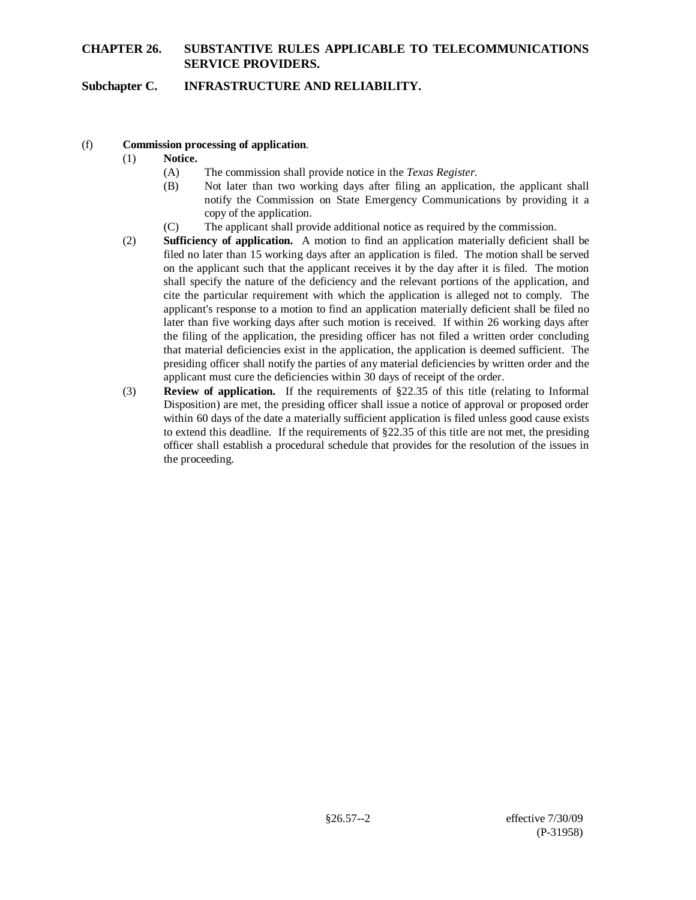(f) **Commission processing of application**.

(1) **Notice.**

(A) The commission shall provide notice in the *Texas Register.*

(B) Not later than two working days after filing an application, the applicant shall notify the Commission on State Emergency Communications by providing it a copy of the application.

(C) The applicant shall provide additional notice as required by the commission.

(2) **Sufficiency of application.** A motion to find an application materially deficient shall be filed no later than 15 working days after an application is filed. The motion shall be served on the applicant such that the applicant receives it by the day after it is filed. The motion shall specify the nature of the deficiency and the relevant portions of the application, and cite the particular requirement with which the application is alleged not to comply. The applicant's response to a motion to find an application materially deficient shall be filed no later than five working days after such motion is received. If within 26 working days after the filing of the application, the presiding officer has not filed a written order concluding that material deficiencies exist in the application, the application is deemed sufficient. The presiding officer shall notify the parties of any material deficiencies by written order and the applicant must cure the deficiencies within 30 days of receipt of the order.

(3) **Review of application.** If the requirements of §22.35 of this title (relating to Informal Disposition) are met, the presiding officer shall issue a notice of approval or proposed order within 60 days of the date a materially sufficient application is filed unless good cause exists to extend this deadline. If the requirements of §22.35 of this title are not met, the presiding officer shall establish a procedural schedule that provides for the resolution of the issues in the proceeding.